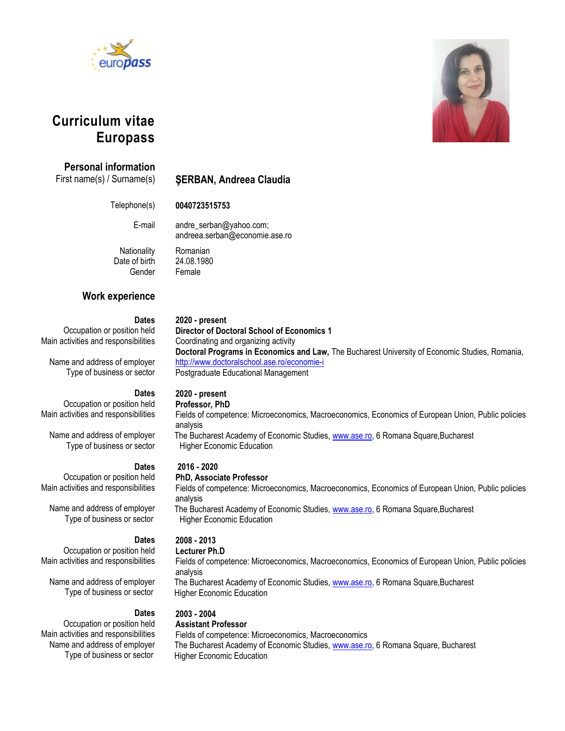# Curriculum vitae Europass

## Personal information

| | |
|---|---|
| First name(s) / Surname(s) | **ŞERBAN, Andreea Claudia** |
| Telephone(s) | **0040723515753** |
| E-mail | andre_serban@yahoo.com; andreea.serban@economie.ase.ro |
| Nationality | Romanian |
| Date of birth | 24.08.1980 |
| Gender | Female |

## Work experience

| | |
|---|---|
| **Dates** | **2020 - present** |
| Occupation or position held | **Director of Doctoral School of Economics 1** |
| Main activities and responsibilities | Coordinating and organizing activity |
| Name and address of employer | **Doctoral Programs in Economics and Law,** The Bucharest University of Economic Studies, Romania, http://www.doctoralschool.ase.ro/economie-i |
| Type of business or sector | Postgraduate Educational Management |

| | |
|---|---|
| **Dates** | **2020 - present** |
| Occupation or position held | **Professor, PhD** |
| Main activities and responsibilities | Fields of competence: Microeconomics, Macroeconomics, Economics of European Union, Public policies analysis |
| Name and address of employer | The Bucharest Academy of Economic Studies, www.ase.ro, 6 Romana Square,Bucharest |
| Type of business or sector | Higher Economic Education |

| | |
|---|---|
| **Dates** | **2016 - 2020** |
| Occupation or position held | **PhD, Associate Professor** |
| Main activities and responsibilities | Fields of competence: Microeconomics, Macroeconomics, Economics of European Union, Public policies analysis |
| Name and address of employer | The Bucharest Academy of Economic Studies, www.ase.ro, 6 Romana Square,Bucharest |
| Type of business or sector | Higher Economic Education |

| | |
|---|---|
| **Dates** | **2008 - 2013** |
| Occupation or position held | **Lecturer Ph.D** |
| Main activities and responsibilities | Fields of competence: Microeconomics, Macroeconomics, Economics of European Union, Public policies analysis |
| Name and address of employer | The Bucharest Academy of Economic Studies, www.ase.ro, 6 Romana Square,Bucharest |
| Type of business or sector | Higher Economic Education |

| | |
|---|---|
| **Dates** | **2003 - 2004** |
| Occupation or position held | **Assistant Professor** |
| Main activities and responsibilities | Fields of competence: Microeconomics, Macroeconomics |
| Name and address of employer | The Bucharest Academy of Economic Studies, www.ase.ro, 6 Romana Square, Bucharest |
| Type of business or sector | Higher Economic Education |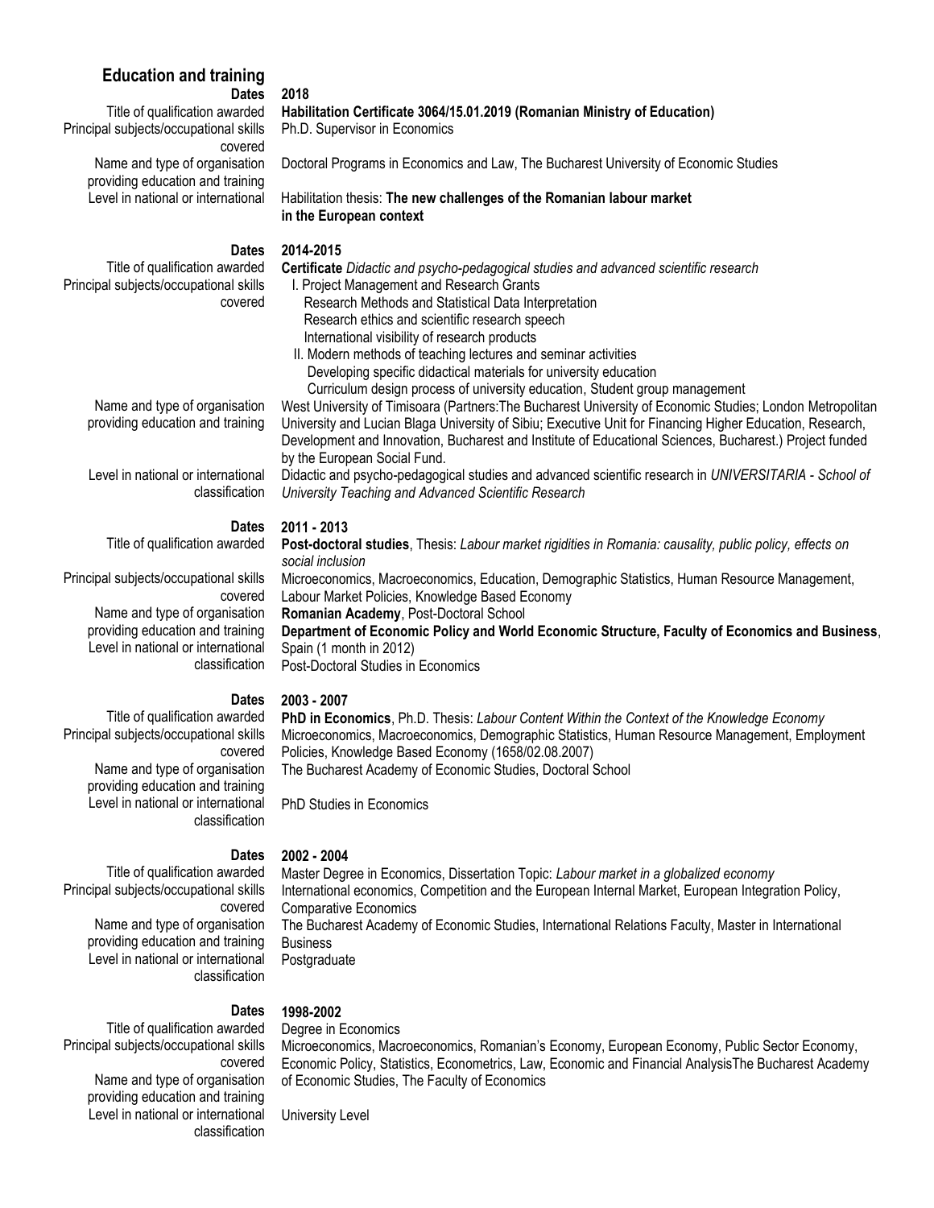## Education and training

| | |
|---|---|
| **Dates** | **2018** |
| Title of qualification awarded | **Habilitation Certificate 3064/15.01.2019 (Romanian Ministry of Education)** |
| Principal subjects/occupational skills covered | Ph.D. Supervisor in Economics |
| Name and type of organisation providing education and training | Doctoral Programs in Economics and Law, The Bucharest University of Economic Studies |
| Level in national or international | Habilitation thesis: **The new challenges of the Romanian labour market in the European context** |

| | |
|---|---|
| **Dates** | **2014-2015** |
| Title of qualification awarded | **Certificate** *Didactic and psycho-pedagogical studies and advanced scientific research* |
| Principal subjects/occupational skills covered | I. Project Management and Research Grants<br>Research Methods and Statistical Data Interpretation<br>Research ethics and scientific research speech<br>International visibility of research products<br>II. Modern methods of teaching lectures and seminar activities<br>Developing specific didactical materials for university education<br>Curriculum design process of university education, Student group management |
| Name and type of organisation providing education and training | West University of Timisoara (Partners:The Bucharest University of Economic Studies; London Metropolitan University and Lucian Blaga University of Sibiu; Executive Unit for Financing Higher Education, Research, Development and Innovation, Bucharest and Institute of Educational Sciences, Bucharest.) Project funded by the European Social Fund. |
| Level in national or international classification | Didactic and psycho-pedagogical studies and advanced scientific research in *UNIVERSITARIA - School of University Teaching and Advanced Scientific Research* |

| | |
|---|---|
| **Dates** | **2011 - 2013** |
| Title of qualification awarded | **Post-doctoral studies**, Thesis: *Labour market rigidities in Romania: causality, public policy, effects on social inclusion* |
| Principal subjects/occupational skills covered | Microeconomics, Macroeconomics, Education, Demographic Statistics, Human Resource Management, Labour Market Policies, Knowledge Based Economy |
| Name and type of organisation providing education and training | **Romanian Academy**, Post-Doctoral School<br>**Department of Economic Policy and World Economic Structure, Faculty of Economics and Business**, Spain (1 month in 2012) |
| Level in national or international classification | Post-Doctoral Studies in Economics |

| | |
|---|---|
| **Dates** | **2003 - 2007** |
| Title of qualification awarded | **PhD in Economics**, Ph.D. Thesis: *Labour Content Within the Context of the Knowledge Economy* |
| Principal subjects/occupational skills covered | Microeconomics, Macroeconomics, Demographic Statistics, Human Resource Management, Employment Policies, Knowledge Based Economy (1658/02.08.2007) |
| Name and type of organisation providing education and training | The Bucharest Academy of Economic Studies, Doctoral School |
| Level in national or international classification | PhD Studies in Economics |

| | |
|---|---|
| **Dates** | **2002 - 2004** |
| Title of qualification awarded | Master Degree in Economics, Dissertation Topic: *Labour market in a globalized economy* |
| Principal subjects/occupational skills covered | International economics, Competition and the European Internal Market, European Integration Policy, Comparative Economics |
| Name and type of organisation providing education and training | The Bucharest Academy of Economic Studies, International Relations Faculty, Master in International Business |
| Level in national or international classification | Postgraduate |

| | |
|---|---|
| **Dates** | **1998-2002** |
| Title of qualification awarded | Degree in Economics |
| Principal subjects/occupational skills covered | Microeconomics, Macroeconomics, Romanian's Economy, European Economy, Public Sector Economy, Economic Policy, Statistics, Econometrics, Law, Economic and Financial AnalysisThe Bucharest Academy of Economic Studies, The Faculty of Economics |
| Name and type of organisation providing education and training | |
| Level in national or international classification | University Level |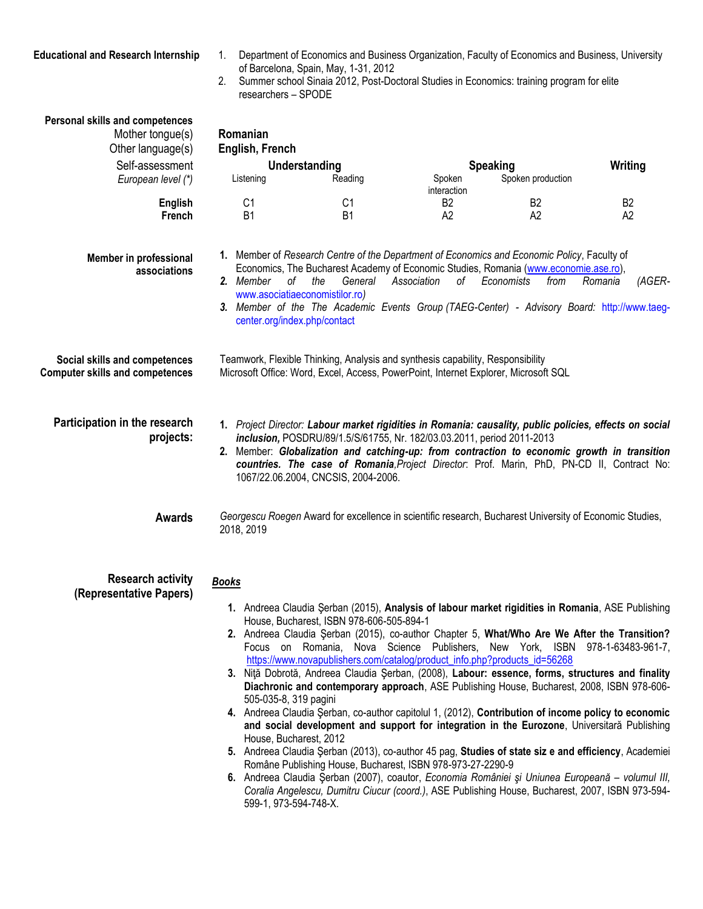**Educational and Research Internship**

1. Department of Economics and Business Organization, Faculty of Economics and Business, University of Barcelona, Spain, May, 1-31, 2012
2. Summer school Sinaia 2012, Post-Doctoral Studies in Economics: training program for elite researchers – SPODE

**Personal skills and competences**

Mother tongue(s): **Romanian**

Other language(s): **English, French**

| Self-assessment | Understanding | | Speaking | | Writing |
|---|---|---|---|---|---|
| *European level (\*)* | Listening | Reading | Spoken interaction | Spoken production | |
| **English** | C1 | C1 | B2 | B2 | B2 |
| **French** | B1 | B1 | A2 | A2 | A2 |

**Member in professional associations**

1. Member of *Research Centre of the Department of Economics and Economic Policy*, Faculty of Economics, The Bucharest Academy of Economic Studies, Romania (www.economie.ase.ro),
2. *Member of the General Association of Economists from Romania (AGER- www.asociatiaeconomistilor.ro)*
3. *Member of the The Academic Events Group (TAEG-Center) - Advisory Board:* http://www.taeg-center.org/index.php/contact

**Social skills and competences**

Teamwork, Flexible Thinking, Analysis and synthesis capability, Responsibility

**Computer skills and competences**

Microsoft Office: Word, Excel, Access, PowerPoint, Internet Explorer, Microsoft SQL

**Participation in the research projects:**

1. *Project Director:* ***Labour market rigidities in Romania: causality, public policies, effects on social inclusion,*** POSDRU/89/1.5/S/61755, Nr. 182/03.03.2011, period 2011-2013
2. Member: ***Globalization and catching-up: from contraction to economic growth in transition countries. The case of Romania***,*Project Director*: Prof. Marin, PhD, PN-CD II, Contract No: 1067/22.06.2004, CNCSIS, 2004-2006.

**Awards**

*Georgescu Roegen* Award for excellence in scientific research, Bucharest University of Economic Studies, 2018, 2019

**Research activity (Representative Papers)**

***Books***

1. Andreea Claudia Şerban (2015), **Analysis of labour market rigidities in Romania**, ASE Publishing House, Bucharest, ISBN 978-606-505-894-1
2. Andreea Claudia Şerban (2015), co-author Chapter 5, **What/Who Are We After the Transition?** Focus on Romania, Nova Science Publishers, New York, ISBN 978-1-63483-961-7, https://www.novapublishers.com/catalog/product_info.php?products_id=56268
3. Niţă Dobrotă, Andreea Claudia Şerban, (2008), **Labour: essence, forms, structures and finality Diachronic and contemporary approach**, ASE Publishing House, Bucharest, 2008, ISBN 978-606-505-035-8, 319 pagini
4. Andreea Claudia Şerban, co-author capitolul 1, (2012), **Contribution of income policy to economic and social development and support for integration in the Eurozone**, Universitară Publishing House, Bucharest, 2012
5. Andreea Claudia Şerban (2013), co-author 45 pag, **Studies of state siz e and efficiency**, Academiei Române Publishing House, Bucharest, ISBN 978-973-27-2290-9
6. Andreea Claudia Şerban (2007), coautor, *Economia României şi Uniunea Europeană – volumul III, Coralia Angelescu, Dumitru Ciucur (coord.)*, ASE Publishing House, Bucharest, 2007, ISBN 973-594-599-1, 973-594-748-X.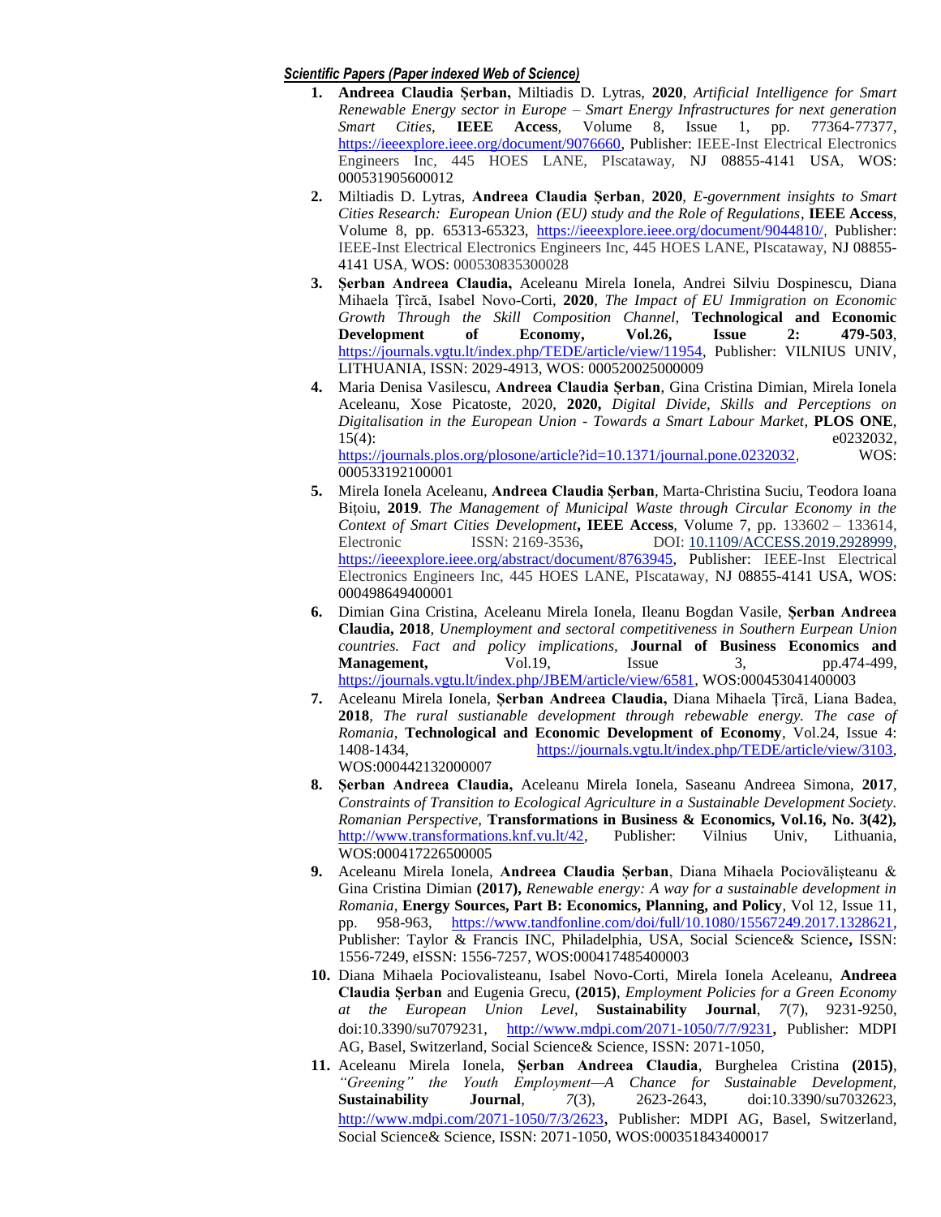***Scientific Papers (Paper indexed Web of Science)***

1. **Andreea Claudia Șerban,** Miltiadis D. Lytras, **2020**, *Artificial Intelligence for Smart Renewable Energy sector in Europe – Smart Energy Infrastructures for next generation Smart Cities*, **IEEE Access**, Volume 8, Issue 1, pp. 77364-77377, https://ieeexplore.ieee.org/document/9076660, Publisher: IEEE-Inst Electrical Electronics Engineers Inc, 445 HOES LANE, PIscataway, NJ 08855-4141 USA, WOS: 000531905600012
2. Miltiadis D. Lytras, **Andreea Claudia Șerban**, **2020**, *E-government insights to Smart Cities Research: European Union (EU) study and the Role of Regulations*, **IEEE Access**, Volume 8, pp. 65313-65323, https://ieeexplore.ieee.org/document/9044810/, Publisher: IEEE-Inst Electrical Electronics Engineers Inc, 445 HOES LANE, PIscataway, NJ 08855-4141 USA, WOS: 000530835300028
3. **Șerban Andreea Claudia,** Aceleanu Mirela Ionela, Andrei Silviu Dospinescu, Diana Mihaela Țîrcă, Isabel Novo-Corti, **2020**, *The Impact of EU Immigration on Economic Growth Through the Skill Composition Channel,* **Technological and Economic Development of Economy, Vol.26, Issue 2: 479-503**, https://journals.vgtu.lt/index.php/TEDE/article/view/11954, Publisher: VILNIUS UNIV, LITHUANIA, ISSN: 2029-4913, WOS: 000520025000009
4. Maria Denisa Vasilescu, **Andreea Claudia Șerban**, Gina Cristina Dimian, Mirela Ionela Aceleanu, Xose Picatoste, 2020, **2020,** *Digital Divide, Skills and Perceptions on Digitalisation in the European Union - Towards a Smart Labour Market*, **PLOS ONE**, 15(4): e0232032, https://journals.plos.org/plosone/article?id=10.1371/journal.pone.0232032, WOS: 000533192100001
5. Mirela Ionela Aceleanu, **Andreea Claudia Șerban**, Marta-Christina Suciu, Teodora Ioana Bițoiu, **2019**. *The Management of Municipal Waste through Circular Economy in the Context of Smart Cities Development***, IEEE Access**, Volume 7, pp. 133602 – 133614, Electronic ISSN: 2169-3536**,** DOI: 10.1109/ACCESS.2019.2928999, https://ieeexplore.ieee.org/abstract/document/8763945, Publisher: IEEE-Inst Electrical Electronics Engineers Inc, 445 HOES LANE, PIscataway, NJ 08855-4141 USA, WOS: 000498649400001
6. Dimian Gina Cristina, Aceleanu Mirela Ionela, Ileanu Bogdan Vasile, **Șerban Andreea Claudia, 2018**, *Unemployment and sectoral competitiveness in Southern European Union countries. Fact and policy implications,* **Journal of Business Economics and Management,** Vol.19, Issue 3, pp.474-499, https://journals.vgtu.lt/index.php/JBEM/article/view/6581, WOS:000453041400003
7. Aceleanu Mirela Ionela, **Șerban Andreea Claudia,** Diana Mihaela Țîrcă, Liana Badea, **2018**, *The rural sustianable development through rebewable energy. The case of Romania*, **Technological and Economic Development of Economy**, Vol.24, Issue 4: 1408-1434, https://journals.vgtu.lt/index.php/TEDE/article/view/3103, WOS:000442132000007
8. **Șerban Andreea Claudia,** Aceleanu Mirela Ionela, Saseanu Andreea Simona, **2017**, *Constraints of Transition to Ecological Agriculture in a Sustainable Development Society. Romanian Perspective,* **Transformations in Business & Economics, Vol.16, No. 3(42),** http://www.transformations.knf.vu.lt/42, Publisher: Vilnius Univ, Lithuania, WOS:000417226500005
9. Aceleanu Mirela Ionela, **Andreea Claudia Șerban**, Diana Mihaela Pociovălișteanu & Gina Cristina Dimian **(2017),** *Renewable energy: A way for a sustainable development in Romania*, **Energy Sources, Part B: Economics, Planning, and Policy**, Vol 12, Issue 11, pp. 958-963, https://www.tandfonline.com/doi/full/10.1080/15567249.2017.1328621, Publisher: Taylor & Francis INC, Philadelphia, USA, Social Science& Science**,** ISSN: 1556-7249, eISSN: 1556-7257, WOS:000417485400003
10. Diana Mihaela Pociovalisteanu, Isabel Novo-Corti, Mirela Ionela Aceleanu, **Andreea Claudia Șerban** and Eugenia Grecu, **(2015)**, *Employment Policies for a Green Economy at the European Union Level*, **Sustainability Journal**, *7*(7), 9231-9250, doi:10.3390/su7079231, http://www.mdpi.com/2071-1050/7/7/9231**,** Publisher: MDPI AG, Basel, Switzerland, Social Science& Science, ISSN: 2071-1050,
11. Aceleanu Mirela Ionela, **Șerban Andreea Claudia**, Burghelea Cristina **(2015)**, *"Greening" the Youth Employment—A Chance for Sustainable Development,* **Sustainability Journal**, *7*(3), 2623-2643, doi:10.3390/su7032623, http://www.mdpi.com/2071-1050/7/3/2623**,** Publisher: MDPI AG, Basel, Switzerland, Social Science& Science, ISSN: 2071-1050, WOS:000351843400017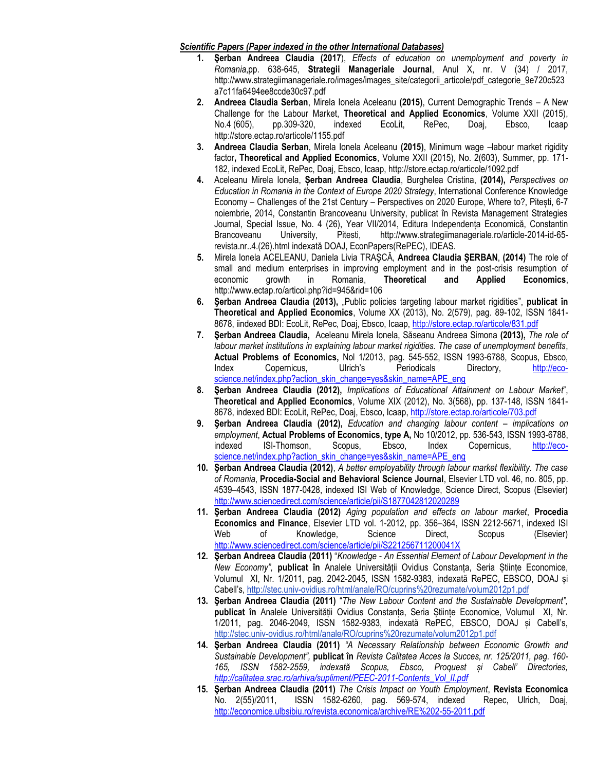***Scientific Papers (Paper indexed in the other International Databases)***

1. **Şerban Andreea Claudia (2017**), *Effects of education on unemployment and poverty in Romania*,pp. 638-645, **Strategii Manageriale Journal**, Anul X, nr. V (34) / 2017, http://www.strategiimanageriale.ro/images/images_site/categorii_articole/pdf_categorie_9e720c523a7c11fa6494ee8ccde30c97.pdf
2. **Andreea Claudia Serban**, Mirela Ionela Aceleanu **(2015)**, Current Demographic Trends – A New Challenge for the Labour Market, **Theoretical and Applied Economics**, Volume XXII (2015), No.4 (605), pp.309-320, indexed EcoLit, RePec, Doaj, Ebsco, Icaap http://store.ectap.ro/articole/1155.pdf
3. **Andreea Claudia Serban**, Mirela Ionela Aceleanu **(2015)**, Minimum wage –labour market rigidity factor**, Theoretical and Applied Economics**, Volume XXII (2015), No. 2(603), Summer, pp. 171-182, indexed EcoLit, RePec, Doaj, Ebsco, Icaap, http://store.ectap.ro/articole/1092.pdf
4. Aceleanu Mirela Ionela, **Șerban Andreea Claudia**, Burghelea Cristina, **(2014),** *Perspectives on Education in Romania in the Context of Europe 2020 Strategy*, International Conference Knowledge Economy – Challenges of the 21st Century – Perspectives on 2020 Europe, Where to?, Pitești, 6-7 noiembrie, 2014, Constantin Brancoveanu University, publicat în Revista Management Strategies Journal, Special Issue, No. 4 (26), Year VII/2014, Editura Independența Economică, Constantin Brancoveanu University, Pitesti, http://www.strategiimanageriale.ro/article-2014-id-65-revista.nr..4.(26).html indexată DOAJ, EconPapers(RePEC), IDEAS.
5. Mirela Ionela ACELEANU, Daniela Livia TRAŞCĂ, **Andreea Claudia ŞERBAN**, **(2014)** The role of small and medium enterprises in improving employment and in the post-crisis resumption of economic growth in Romania, **Theoretical and Applied Economics**, http://www.ectap.ro/articol.php?id=945&rid=106
6. **Şerban Andreea Claudia (2013),** „Public policies targeting labour market rigidities", **publicat în Theoretical and Applied Economics**, Volume XX (2013), No. 2(579), pag. 89-102, ISSN 1841-8678, iindexed BDI: EcoLit, RePec, Doaj, Ebsco, Icaap, http://store.ectap.ro/articole/831.pdf
7. **Şerban Andreea Claudia,** Aceleanu Mirela Ionela, Săseanu Andreea Simona **(2013),** *The role of labour market institutions in explaining labour market rigidities. The case of unemployment benefits*, **Actual Problems of Economics,** Nol 1/2013, pag. 545-552, ISSN 1993-6788, Scopus, Ebsco, Index Copernicus, Ulrich's Periodicals Directory, http://eco-science.net/index.php?action_skin_change=yes&skin_name=APE_eng
8. **Şerban Andreea Claudia (2012),** *Implications of Educational Attainment on Labour Market*", **Theoretical and Applied Economics**, Volume XIX (2012), No. 3(568), pp. 137-148, ISSN 1841-8678, indexed BDI: EcoLit, RePec, Doaj, Ebsco, Icaap, http://store.ectap.ro/articole/703.pdf
9. **Şerban Andreea Claudia (2012),** *Education and changing labour content – implications on employment*, **Actual Problems of Economics, type A,** No 10/2012, pp. 536-543, ISSN 1993-6788, indexed ISI-Thomson, Scopus, Ebsco, Index Copernicus, http://eco-science.net/index.php?action_skin_change=yes&skin_name=APE_eng
10. **Şerban Andreea Claudia (2012)**, *A better employability through labour market flexibility. The case of Romania*, **Procedia-Social and Behavioral Science Journal**, Elsevier LTD vol. 46, no. 805, pp. 4539–4543, ISSN 1877-0428, indexed ISI Web of Knowledge, Science Direct, Scopus (Elsevier) http://www.sciencedirect.com/science/article/pii/S1877042812020289
11. **Şerban Andreea Claudia (2012)** *Aging population and effects on labour market*, **Procedia Economics and Finance**, Elsevier LTD vol. 1-2012, pp. 356–364, ISSN 2212-5671, indexed ISI Web of Knowledge, Science Direct, Scopus (Elsevier) http://www.sciencedirect.com/science/article/pii/S221256711200041X
12. **Şerban Andreea Claudia (2011)** "*Knowledge - An Essential Element of Labour Development in the New Economy",* **publicat în** Analele Universității Ovidius Constanța, Seria Științe Economice, Volumul XI, Nr. 1/2011, pag. 2042-2045, ISSN 1582-9383, indexată RePEC, EBSCO, DOAJ și Cabell's, http://stec.univ-ovidius.ro/html/anale/RO/cuprins%20rezumate/volum2012p1.pdf
13. **Şerban Andreea Claudia (2011)** "*The New Labour Content and the Sustainable Development",* **publicat în** Analele Universității Ovidius Constanța, Seria Științe Economice, Volumul XI, Nr. 1/2011, pag. 2046-2049, ISSN 1582-9383, indexată RePEC, EBSCO, DOAJ și Cabell's, http://stec.univ-ovidius.ro/html/anale/RO/cuprins%20rezumate/volum2012p1.pdf
14. **Şerban Andreea Claudia (2011)** *"A Necessary Relationship between Economic Growth and Sustainable Development",* **publicat în** *Revista Calitatea Acces la Succes, nr. 125/2011, pag. 160-165, ISSN 1582-2559, indexată Scopus, Ebsco, Proquest și Cabell' Directories, http://calitatea.srac.ro/arhiva/supliment/PEEC-2011-Contents_Vol_II.pdf*
15. **Şerban Andreea Claudia (2011)** *The Crisis Impact on Youth Employment*, **Revista Economica** No. 2(55)/2011, ISSN 1582-6260, pag. 569-574, indexed Repec, Ulrich, Doaj, http://economice.ulbsibiu.ro/revista.economica/archive/RE%202-55-2011.pdf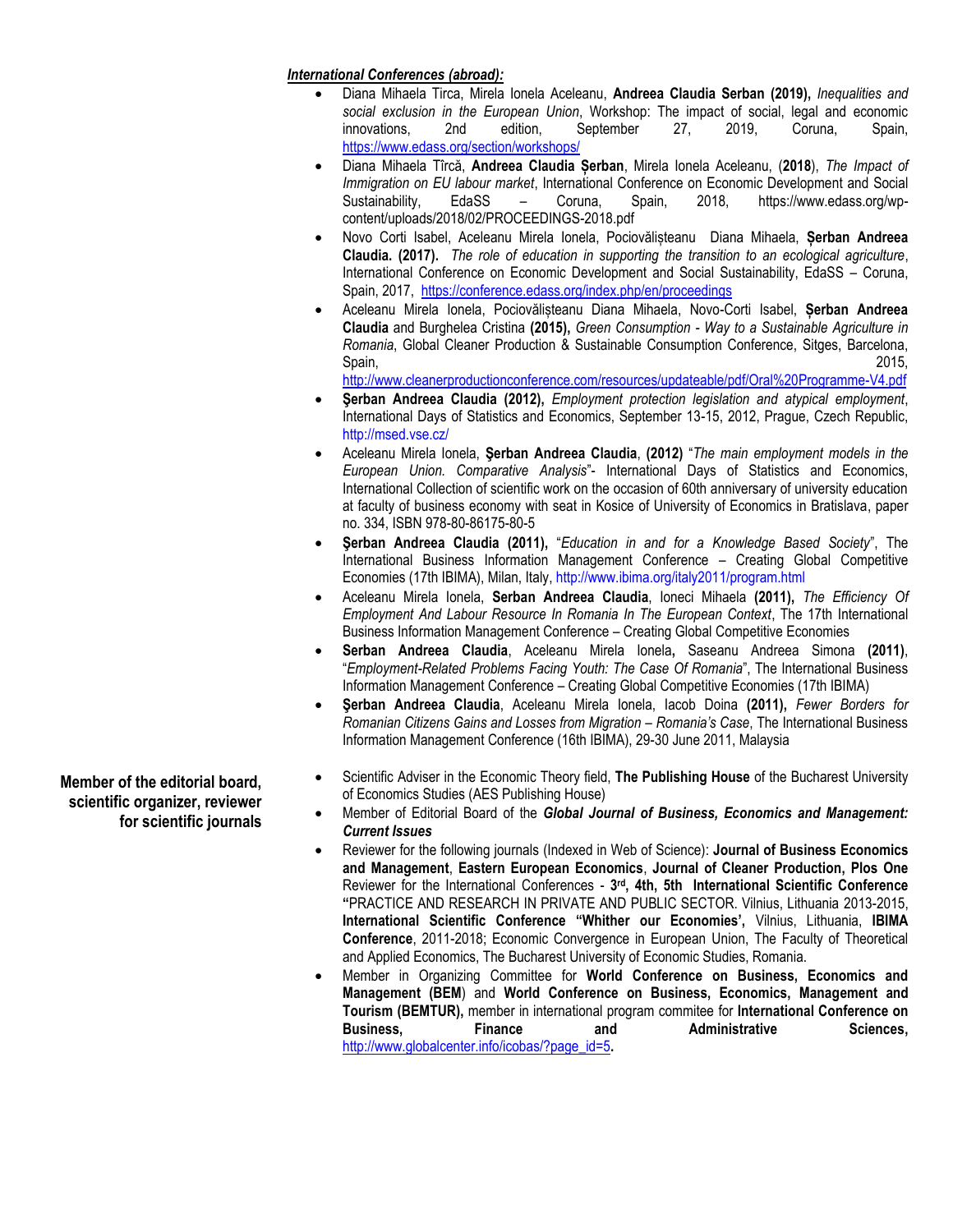***International Conferences (abroad):***

- Diana Mihaela Tirca, Mirela Ionela Aceleanu, **Andreea Claudia Serban (2019),** *Inequalities and social exclusion in the European Union*, Workshop: The impact of social, legal and economic innovations, 2nd edition, September 27, 2019, Coruna, Spain, https://www.edass.org/section/workshops/
- Diana Mihaela Tîrcă, **Andreea Claudia Șerban**, Mirela Ionela Aceleanu, (**2018**), *The Impact of Immigration on EU labour market*, International Conference on Economic Development and Social Sustainability, EdaSS – Coruna, Spain, 2018, https://www.edass.org/wp-content/uploads/2018/02/PROCEEDINGS-2018.pdf
- Novo Corti Isabel, Aceleanu Mirela Ionela, Pociovălișteanu Diana Mihaela, **Șerban Andreea Claudia. (2017).** *The role of education in supporting the transition to an ecological agriculture*, International Conference on Economic Development and Social Sustainability, EdaSS – Coruna, Spain, 2017, https://conference.edass.org/index.php/en/proceedings
- Aceleanu Mirela Ionela, Pociovălișteanu Diana Mihaela, Novo-Corti Isabel, **Șerban Andreea Claudia** and Burghelea Cristina **(2015),** *Green Consumption - Way to a Sustainable Agriculture in Romania*, Global Cleaner Production & Sustainable Consumption Conference, Sitges, Barcelona, Spain, 2015, http://www.cleanerproductionconference.com/resources/updateable/pdf/Oral%20Programme-V4.pdf
- **Şerban Andreea Claudia (2012),** *Employment protection legislation and atypical employment*, International Days of Statistics and Economics, September 13-15, 2012, Prague, Czech Republic, http://msed.vse.cz/
- Aceleanu Mirela Ionela, **Şerban Andreea Claudia**, **(2012)** "*The main employment models in the European Union. Comparative Analysis*"- International Days of Statistics and Economics, International Collection of scientific work on the occasion of 60th anniversary of university education at faculty of business economy with seat in Kosice of University of Economics in Bratislava, paper no. 334, ISBN 978-80-86175-80-5
- **Şerban Andreea Claudia (2011),** "*Education in and for a Knowledge Based Society*", The International Business Information Management Conference – Creating Global Competitive Economies (17th IBIMA), Milan, Italy, http://www.ibima.org/italy2011/program.html
- Aceleanu Mirela Ionela, **Serban Andreea Claudia**, Ioneci Mihaela **(2011),** *The Efficiency Of Employment And Labour Resource In Romania In The European Context*, The 17th International Business Information Management Conference – Creating Global Competitive Economies
- **Serban Andreea Claudia**, Aceleanu Mirela Ionela**,** Saseanu Andreea Simona **(2011)**, "*Employment-Related Problems Facing Youth: The Case Of Romania*", The International Business Information Management Conference – Creating Global Competitive Economies (17th IBIMA)
- **Şerban Andreea Claudia**, Aceleanu Mirela Ionela, Iacob Doina **(2011),** *Fewer Borders for Romanian Citizens Gains and Losses from Migration – Romania's Case*, The International Business Information Management Conference (16th IBIMA), 29-30 June 2011, Malaysia

**Member of the editorial board, scientific organizer, reviewer for scientific journals**

- Scientific Adviser in the Economic Theory field, **The Publishing House** of the Bucharest University of Economics Studies (AES Publishing House)
- Member of Editorial Board of the ***Global Journal of Business, Economics and Management: Current Issues***
- Reviewer for the following journals (Indexed in Web of Science): **Journal of Business Economics and Management**, **Eastern European Economics**, **Journal of Cleaner Production, Plos One** Reviewer for the International Conferences - **3rd, 4th, 5th International Scientific Conference "**PRACTICE AND RESEARCH IN PRIVATE AND PUBLIC SECTOR. Vilnius, Lithuania 2013-2015, **International Scientific Conference "Whither our Economies',** Vilnius, Lithuania, **IBIMA Conference**, 2011-2018; Economic Convergence in European Union, The Faculty of Theoretical and Applied Economics, The Bucharest University of Economic Studies, Romania.
- Member in Organizing Committee for **World Conference on Business, Economics and Management (BEM**) and **World Conference on Business, Management and Tourism (BEMTUR),** member in international program commitee for **International Conference on Business, Finance and Administrative Sciences,** http://www.globalcenter.info/icobas/?page_id=5**.**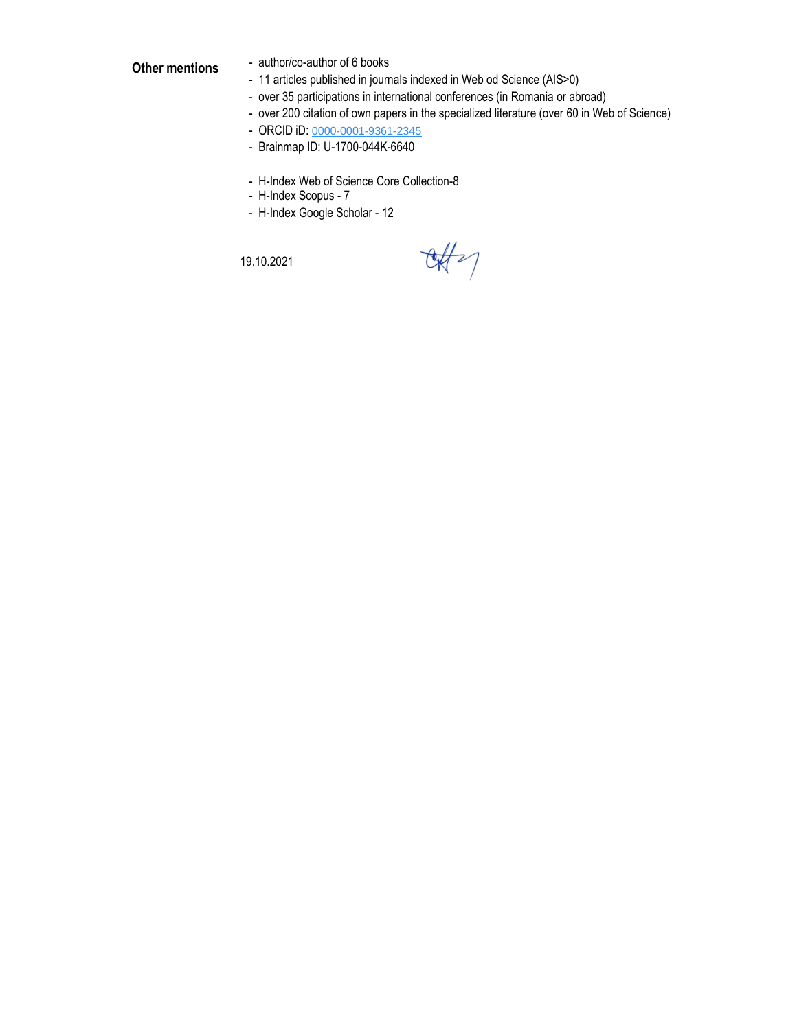**Other mentions**

- author/co-author of 6 books
- 11 articles published in journals indexed in Web od Science (AIS>0)
- over 35 participations in international conferences (in Romania or abroad)
- over 200 citation of own papers in the specialized literature (over 60 in Web of Science)
- ORCID iD: 0000-0001-9361-2345
- Brainmap ID: U-1700-044K-6640

- H-Index Web of Science Core Collection-8
- H-Index Scopus - 7
- H-Index Google Scholar - 12

19.10.2021